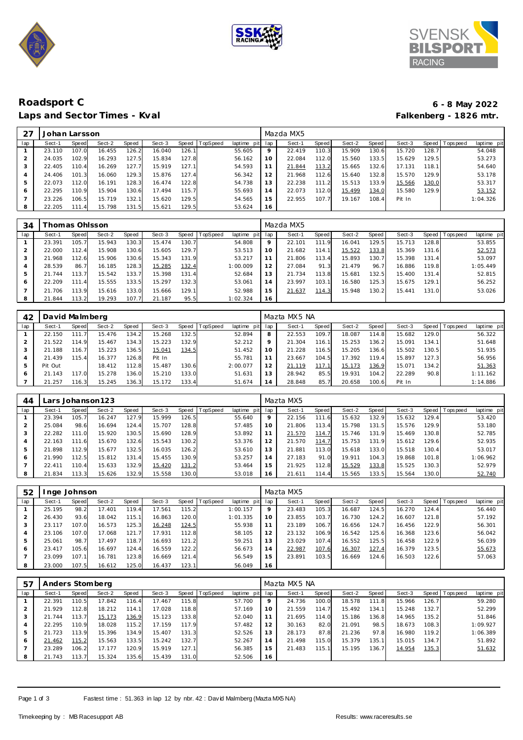# Roadsport C

## Laps and Sector Times - Kval

**6 - 8 May 2022**

**Falkenberg - 1826 mtr.**

| 27 | Johan Larsson | | | | | | | | Mazda MX5 | | | | | | | | |
|---|---|---|---|---|---|---|---|---|---|---|---|---|---|---|---|---|---|
| lap | Sect-1 | Speed | Sect-2 | Speed | Sect-3 | Speed | TopSpeed | laptime pit | lap | Sect-1 | Speed | Sect-2 | Speed | Sect-3 | Speed | Topspeed | laptime pit |
| 1 | 23.110 | 107.0 | 16.455 | 126.2 | 16.040 | 126.1 | | 55.605 | 9 | 22.419 | 110.3 | 15.909 | 130.6 | 15.720 | 128.7 | | 54.048 |
| 2 | 24.035 | 102.9 | 16.293 | 127.5 | 15.834 | 127.8 | | 56.162 | 10 | 22.084 | 112.0 | 15.560 | 133.5 | 15.629 | 129.5 | | 53.273 |
| 3 | 22.405 | 110.4 | 16.269 | 127.7 | 15.919 | 127.1 | | 54.593 | 11 | 21.844 | 113.2 | 15.665 | 132.6 | 17.131 | 118.1 | | 54.640 |
| 4 | 24.406 | 101.3 | 16.060 | 129.3 | 15.876 | 127.4 | | 56.342 | 12 | 21.968 | 112.6 | 15.640 | 132.8 | 15.570 | 129.9 | | 53.178 |
| 5 | 22.073 | 112.0 | 16.191 | 128.3 | 16.474 | 122.8 | | 54.738 | 13 | 22.238 | 111.2 | 15.513 | 133.9 | 15.566 | 130.0 | | 53.317 |
| 6 | 22.295 | 110.9 | 15.904 | 130.6 | 17.494 | 115.7 | | 55.693 | 14 | 22.073 | 112.0 | 15.499 | 134.0 | 15.580 | 129.9 | | 53.152 |
| 7 | 23.226 | 106.5 | 15.719 | 132.1 | 15.620 | 129.5 | | 54.565 | 15 | 22.955 | 107.7 | 19.167 | 108.4 | Pit In | | | 1:04.326 |
| 8 | 22.205 | 111.4 | 15.798 | 131.5 | 15.621 | 129.5 | | 53.624 | 16 | | | | | | | | |

| 34 | Thomas Ohlsson | | | | | | | | Mazda MX5 | | | | | | | | |
|---|---|---|---|---|---|---|---|---|---|---|---|---|---|---|---|---|---|
| lap | Sect-1 | Speed | Sect-2 | Speed | Sect-3 | Speed | TopSpeed | laptime pit | lap | Sect-1 | Speed | Sect-2 | Speed | Sect-3 | Speed | Topspeed | laptime pit |
| 1 | 23.391 | 105.7 | 15.943 | 130.3 | 15.474 | 130.7 | | 54.808 | 9 | 22.101 | 111.9 | 16.041 | 129.5 | 15.713 | 128.8 | | 53.855 |
| 2 | 22.000 | 112.4 | 15.908 | 130.6 | 15.605 | 129.7 | | 53.513 | 10 | 21.682 | 114.1 | 15.522 | 133.8 | 15.369 | 131.6 | | 52.573 |
| 3 | 21.968 | 112.6 | 15.906 | 130.6 | 15.343 | 131.9 | | 53.217 | 11 | 21.806 | 113.4 | 15.893 | 130.7 | 15.398 | 131.4 | | 53.097 |
| 4 | 28.539 | 86.7 | 16.185 | 128.3 | 15.285 | 132.4 | | 1:00.009 | 12 | 27.084 | 91.3 | 21.479 | 96.7 | 16.886 | 119.8 | | 1:05.449 |
| 5 | 21.744 | 113.7 | 15.542 | 133.7 | 15.398 | 131.4 | | 52.684 | 13 | 21.734 | 113.8 | 15.681 | 132.5 | 15.400 | 131.4 | | 52.815 |
| 6 | 22.209 | 111.4 | 15.555 | 133.5 | 15.297 | 132.3 | | 53.061 | 14 | 23.997 | 103.1 | 16.580 | 125.3 | 15.675 | 129.1 | | 56.252 |
| 7 | 21.706 | 113.9 | 15.616 | 133.0 | 15.666 | 129.1 | | 52.988 | 15 | 21.637 | 114.3 | 15.948 | 130.2 | 15.441 | 131.0 | | 53.026 |
| 8 | 21.844 | 113.2 | 19.293 | 107.7 | 21.187 | 95.5 | | 1:02.324 | 16 | | | | | | | | |

| 42 | David Malmberg | | | | | | | | Mazta MX5 NA | | | | | | | | |
|---|---|---|---|---|---|---|---|---|---|---|---|---|---|---|---|---|---|
| lap | Sect-1 | Speed | Sect-2 | Speed | Sect-3 | Speed | TopSpeed | laptime pit | lap | Sect-1 | Speed | Sect-2 | Speed | Sect-3 | Speed | Topspeed | laptime pit |
| 1 | 22.150 | 111.7 | 15.476 | 134.2 | 15.268 | 132.5 | | 52.894 | 8 | 22.553 | 109.7 | 18.087 | 114.8 | 15.682 | 129.0 | | 56.322 |
| 2 | 21.522 | 114.9 | 15.467 | 134.3 | 15.223 | 132.9 | | 52.212 | 9 | 21.304 | 116.1 | 15.253 | 136.2 | 15.091 | 134.1 | | 51.648 |
| 3 | 21.188 | 116.7 | 15.223 | 136.5 | 15.041 | 134.5 | | 51.452 | 10 | 21.228 | 116.5 | 15.205 | 136.6 | 15.502 | 130.5 | | 51.935 |
| 4 | 21.439 | 115.4 | 16.377 | 126.8 | Pit In | | | 55.781 | 11 | 23.667 | 104.5 | 17.392 | 119.4 | 15.897 | 127.3 | | 56.956 |
| 5 | Pit Out | | 18.412 | 112.8 | 15.487 | 130.6 | | 2:00.077 | 12 | 21.119 | 117.1 | 15.173 | 136.9 | 15.071 | 134.2 | | 51.363 |
| 6 | 21.143 | 117.0 | 15.278 | 136.0 | 15.210 | 133.0 | | 51.631 | 13 | 28.942 | 85.5 | 19.931 | 104.2 | 22.289 | 90.8 | | 1:11.162 |
| 7 | 21.257 | 116.3 | 15.245 | 136.3 | 15.172 | 133.4 | | 51.674 | 14 | 28.848 | 85.7 | 20.658 | 100.6 | Pit In | | | 1:14.886 |

| 44 | Lars Johanson123 | | | | | | | | Mazta MX5 | | | | | | | | |
|---|---|---|---|---|---|---|---|---|---|---|---|---|---|---|---|---|---|
| lap | Sect-1 | Speed | Sect-2 | Speed | Sect-3 | Speed | TopSpeed | laptime pit | lap | Sect-1 | Speed | Sect-2 | Speed | Sect-3 | Speed | Topspeed | laptime pit |
| 1 | 23.394 | 105.7 | 16.247 | 127.9 | 15.999 | 126.5 | | 55.640 | 9 | 22.156 | 111.6 | 15.632 | 132.9 | 15.632 | 129.4 | | 53.420 |
| 2 | 25.084 | 98.6 | 16.694 | 124.4 | 15.707 | 128.8 | | 57.485 | 10 | 21.806 | 113.4 | 15.798 | 131.5 | 15.576 | 129.9 | | 53.180 |
| 3 | 22.282 | 111.0 | 15.920 | 130.5 | 15.690 | 128.9 | | 53.892 | 11 | 21.570 | 114.7 | 15.746 | 131.9 | 15.469 | 130.8 | | 52.785 |
| 4 | 22.163 | 111.6 | 15.670 | 132.6 | 15.543 | 130.2 | | 53.376 | 12 | 21.570 | 114.7 | 15.753 | 131.9 | 15.612 | 129.6 | | 52.935 |
| 5 | 21.898 | 112.9 | 15.677 | 132.5 | 16.035 | 126.2 | | 53.610 | 13 | 21.881 | 113.0 | 15.618 | 133.0 | 15.518 | 130.4 | | 53.017 |
| 6 | 21.990 | 112.5 | 15.812 | 131.4 | 15.455 | 130.9 | | 53.257 | 14 | 27.183 | 91.0 | 19.911 | 104.3 | 19.868 | 101.8 | | 1:06.962 |
| 7 | 22.411 | 110.4 | 15.633 | 132.9 | 15.420 | 131.2 | | 53.464 | 15 | 21.925 | 112.8 | 15.529 | 133.8 | 15.525 | 130.3 | | 52.979 |
| 8 | 21.834 | 113.3 | 15.626 | 132.9 | 15.558 | 130.0 | | 53.018 | 16 | 21.611 | 114.4 | 15.565 | 133.5 | 15.564 | 130.0 | | 52.740 |

| 52 | Inge Johnson | | | | | | | | Mazta MX5 | | | | | | | | |
|---|---|---|---|---|---|---|---|---|---|---|---|---|---|---|---|---|---|
| lap | Sect-1 | Speed | Sect-2 | Speed | Sect-3 | Speed | TopSpeed | laptime pit | lap | Sect-1 | Speed | Sect-2 | Speed | Sect-3 | Speed | Topspeed | laptime pit |
| 1 | 25.195 | 98.2 | 17.401 | 119.4 | 17.561 | 115.2 | | 1:00.157 | 9 | 23.483 | 105.3 | 16.687 | 124.5 | 16.270 | 124.4 | | 56.440 |
| 2 | 26.430 | 93.6 | 18.042 | 115.1 | 16.863 | 120.0 | | 1:01.335 | 10 | 23.855 | 103.7 | 16.730 | 124.2 | 16.607 | 121.8 | | 57.192 |
| 3 | 23.117 | 107.0 | 16.573 | 125.3 | 16.248 | 124.5 | | 55.938 | 11 | 23.189 | 106.7 | 16.656 | 124.7 | 16.456 | 122.9 | | 56.301 |
| 4 | 23.106 | 107.0 | 17.068 | 121.7 | 17.931 | 112.8 | | 58.105 | 12 | 23.132 | 106.9 | 16.542 | 125.6 | 16.368 | 123.6 | | 56.042 |
| 5 | 25.061 | 98.7 | 17.497 | 118.7 | 16.693 | 121.2 | | 59.251 | 13 | 23.029 | 107.4 | 16.552 | 125.5 | 16.458 | 122.9 | | 56.039 |
| 6 | 23.417 | 105.6 | 16.697 | 124.4 | 16.559 | 122.2 | | 56.673 | 14 | 22.987 | 107.6 | 16.307 | 127.4 | 16.379 | 123.5 | | 55.673 |
| 7 | 23.099 | 107.1 | 16.781 | 123.8 | 16.669 | 121.4 | | 56.549 | 15 | 23.891 | 103.5 | 16.669 | 124.6 | 16.503 | 122.6 | | 57.063 |
| 8 | 23.000 | 107.5 | 16.612 | 125.0 | 16.437 | 123.1 | | 56.049 | 16 | | | | | | | | |

| 57 | Anders Stomberg | | | | | | | | Mazta MX5 NA | | | | | | | | |
|---|---|---|---|---|---|---|---|---|---|---|---|---|---|---|---|---|---|
| lap | Sect-1 | Speed | Sect-2 | Speed | Sect-3 | Speed | TopSpeed | laptime pit | lap | Sect-1 | Speed | Sect-2 | Speed | Sect-3 | Speed | Topspeed | laptime pit |
| 1 | 22.391 | 110.5 | 17.842 | 116.4 | 17.467 | 115.8 | | 57.700 | 9 | 24.736 | 100.0 | 18.578 | 111.8 | 15.966 | 126.7 | | 59.280 |
| 2 | 21.929 | 112.8 | 18.212 | 114.1 | 17.028 | 118.8 | | 57.169 | 10 | 21.559 | 114.7 | 15.492 | 134.1 | 15.248 | 132.7 | | 52.299 |
| 3 | 21.744 | 113.7 | 15.173 | 136.9 | 15.123 | 133.8 | | 52.040 | 11 | 21.695 | 114.0 | 15.186 | 136.8 | 14.965 | 135.2 | | 51.846 |
| 4 | 22.295 | 110.9 | 18.028 | 115.2 | 17.159 | 117.9 | | 57.482 | 12 | 30.163 | 82.0 | 21.091 | 98.5 | 18.673 | 108.3 | | 1:09.927 |
| 5 | 21.723 | 113.9 | 15.396 | 134.9 | 15.407 | 131.3 | | 52.526 | 13 | 28.173 | 87.8 | 21.236 | 97.8 | 16.980 | 119.2 | | 1:06.389 |
| 6 | 21.462 | 115.2 | 15.563 | 133.5 | 15.242 | 132.7 | | 52.267 | 14 | 21.498 | 115.0 | 15.379 | 135.1 | 15.015 | 134.7 | | 51.892 |
| 7 | 23.289 | 106.2 | 17.177 | 120.9 | 15.919 | 127.1 | | 56.385 | 15 | 21.483 | 115.1 | 15.195 | 136.7 | 14.954 | 135.3 | | 51.632 |
| 8 | 21.743 | 113.7 | 15.324 | 135.6 | 15.439 | 131.0 | | 52.506 | 16 | | | | | | | | |

Fastest time : 51.363 in lap 12 by nbr. 42 : David Malmberg (Mazta MX5 NA)

Timekeeping by : MB Racesupport AB

Results: www.raceresults.se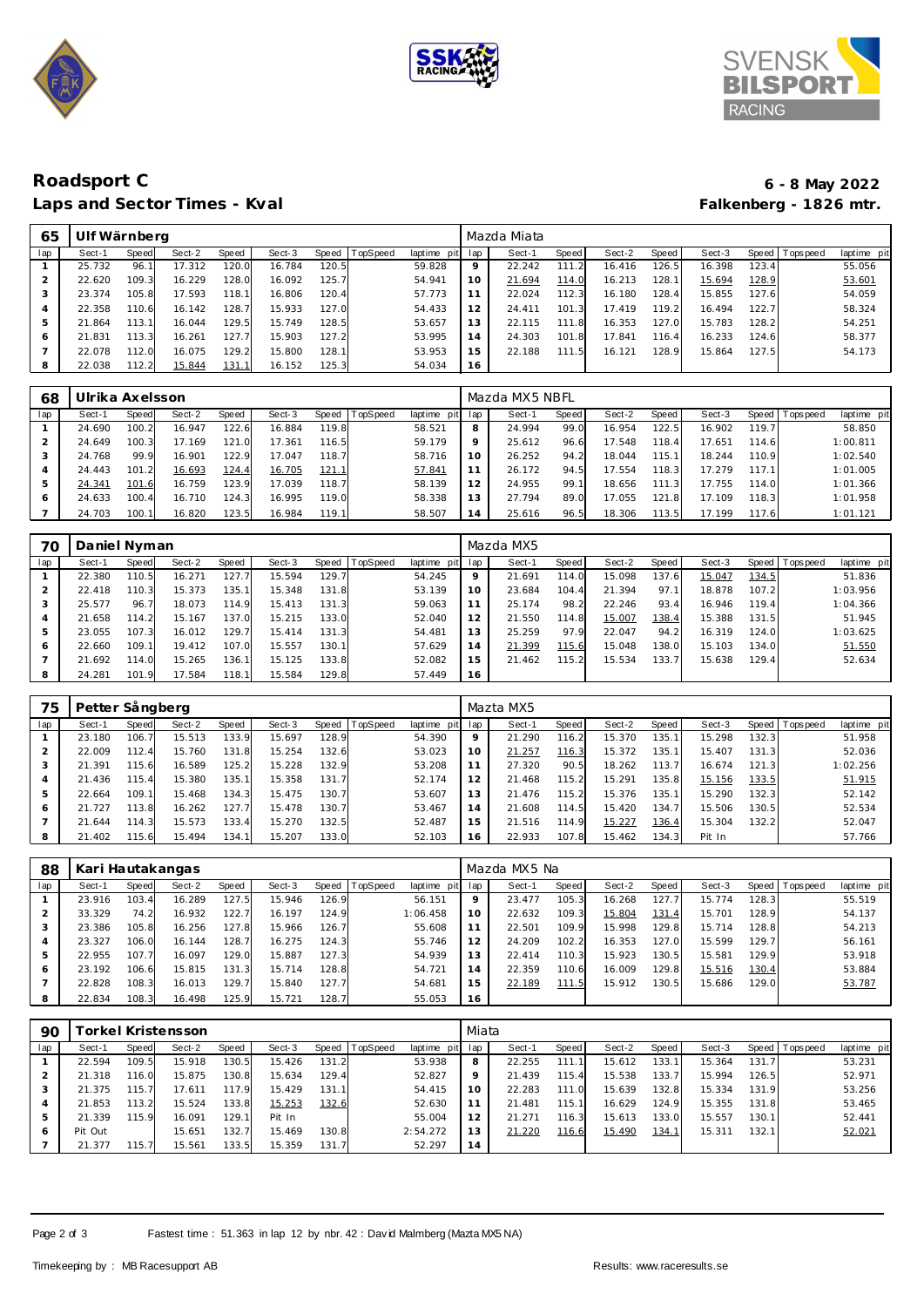# Roadsport C

## Laps and Sector Times - Kval

**6 - 8 May 2022**

**Falkenberg - 1826 mtr.**

| 65 | Ulf Wärnberg | | | | | | | | lap | Mazda Miata | | | | | | | |
|---|---|---|---|---|---|---|---|---|---|---|---|---|---|---|---|---|---|
| lap | Sect-1 | Speed | Sect-2 | Speed | Sect-3 | Speed | TopSpeed | laptime pit | lap | Sect-1 | Speed | Sect-2 | Speed | Sect-3 | Speed | Topspeed | laptime pit |
| 1 | 25.732 | 96.1 | 17.312 | 120.0 | 16.784 | 120.5 | | 59.828 | 9 | 22.242 | 111.2 | 16.416 | 126.5 | 16.398 | 123.4 | | 55.056 |
| 2 | 22.620 | 109.3 | 16.229 | 128.0 | 16.092 | 125.7 | | 54.941 | 10 | 21.694 | 114.0 | 16.213 | 128.1 | 15.694 | 128.9 | | 53.601 |
| 3 | 23.374 | 105.8 | 17.593 | 118.1 | 16.806 | 120.4 | | 57.773 | 11 | 22.024 | 112.3 | 16.180 | 128.4 | 15.855 | 127.6 | | 54.059 |
| 4 | 22.358 | 110.6 | 16.142 | 128.7 | 15.933 | 127.0 | | 54.433 | 12 | 24.411 | 101.3 | 17.419 | 119.2 | 16.494 | 122.7 | | 58.324 |
| 5 | 21.864 | 113.1 | 16.044 | 129.5 | 15.749 | 128.5 | | 53.657 | 13 | 22.115 | 111.8 | 16.353 | 127.0 | 15.783 | 128.2 | | 54.251 |
| 6 | 21.831 | 113.3 | 16.261 | 127.7 | 15.903 | 127.2 | | 53.995 | 14 | 24.303 | 101.8 | 17.841 | 116.4 | 16.233 | 124.6 | | 58.377 |
| 7 | 22.078 | 112.0 | 16.075 | 129.2 | 15.800 | 128.1 | | 53.953 | 15 | 22.188 | 111.5 | 16.121 | 128.9 | 15.864 | 127.5 | | 54.173 |
| 8 | 22.038 | 112.2 | 15.844 | 131.1 | 16.152 | 125.3 | | 54.034 | 16 | | | | | | | | |

| 68 | Ulrika Axelsson | | | | | | | | lap | Mazda MX5 NBFL | | | | | | | |
|---|---|---|---|---|---|---|---|---|---|---|---|---|---|---|---|---|---|
| lap | Sect-1 | Speed | Sect-2 | Speed | Sect-3 | Speed | TopSpeed | laptime pit | lap | Sect-1 | Speed | Sect-2 | Speed | Sect-3 | Speed | Topspeed | laptime pit |
| 1 | 24.690 | 100.2 | 16.947 | 122.6 | 16.884 | 119.8 | | 58.521 | 8 | 24.994 | 99.0 | 16.954 | 122.5 | 16.902 | 119.7 | | 58.850 |
| 2 | 24.649 | 100.3 | 17.169 | 121.0 | 17.361 | 116.5 | | 59.179 | 9 | 25.612 | 96.6 | 17.548 | 118.4 | 17.651 | 114.6 | | 1:00.811 |
| 3 | 24.768 | 99.9 | 16.901 | 122.9 | 17.047 | 118.7 | | 58.716 | 10 | 26.252 | 94.2 | 18.044 | 115.1 | 18.244 | 110.9 | | 1:02.540 |
| 4 | 24.443 | 101.2 | 16.693 | 124.4 | 16.705 | 121.1 | | 57.841 | 11 | 26.172 | 94.5 | 17.554 | 118.3 | 17.279 | 117.1 | | 1:01.005 |
| 5 | 24.341 | 101.6 | 16.759 | 123.9 | 17.039 | 118.7 | | 58.139 | 12 | 24.955 | 99.1 | 18.656 | 111.3 | 17.755 | 114.0 | | 1:01.366 |
| 6 | 24.633 | 100.4 | 16.710 | 124.3 | 16.995 | 119.0 | | 58.338 | 13 | 27.794 | 89.0 | 17.055 | 121.8 | 17.109 | 118.3 | | 1:01.958 |
| 7 | 24.703 | 100.1 | 16.820 | 123.5 | 16.984 | 119.1 | | 58.507 | 14 | 25.616 | 96.5 | 18.306 | 113.5 | 17.199 | 117.6 | | 1:01.121 |

| 70 | Daniel Nyman | | | | | | | | lap | Mazda MX5 | | | | | | | |
|---|---|---|---|---|---|---|---|---|---|---|---|---|---|---|---|---|---|
| lap | Sect-1 | Speed | Sect-2 | Speed | Sect-3 | Speed | TopSpeed | laptime pit | lap | Sect-1 | Speed | Sect-2 | Speed | Sect-3 | Speed | Topspeed | laptime pit |
| 1 | 22.380 | 110.5 | 16.271 | 127.7 | 15.594 | 129.7 | | 54.245 | 9 | 21.691 | 114.0 | 15.098 | 137.6 | 15.047 | 134.5 | | 51.836 |
| 2 | 22.418 | 110.3 | 15.373 | 135.1 | 15.348 | 131.8 | | 53.139 | 10 | 23.684 | 104.4 | 21.394 | 97.1 | 18.878 | 107.2 | | 1:03.956 |
| 3 | 25.577 | 96.7 | 18.073 | 114.9 | 15.413 | 131.3 | | 59.063 | 11 | 25.174 | 98.2 | 22.246 | 93.4 | 16.946 | 119.4 | | 1:04.366 |
| 4 | 21.658 | 114.2 | 15.167 | 137.0 | 15.215 | 133.0 | | 52.040 | 12 | 21.550 | 114.8 | 15.007 | 138.4 | 15.388 | 131.5 | | 51.945 |
| 5 | 23.055 | 107.3 | 16.012 | 129.7 | 15.414 | 131.3 | | 54.481 | 13 | 25.259 | 97.9 | 22.047 | 94.2 | 16.319 | 124.0 | | 1:03.625 |
| 6 | 22.660 | 109.1 | 19.412 | 107.0 | 15.557 | 130.1 | | 57.629 | 14 | 21.399 | 115.6 | 15.048 | 138.0 | 15.103 | 134.0 | | 51.550 |
| 7 | 21.692 | 114.0 | 15.265 | 136.1 | 15.125 | 133.8 | | 52.082 | 15 | 21.462 | 115.2 | 15.534 | 133.7 | 15.638 | 129.4 | | 52.634 |
| 8 | 24.281 | 101.9 | 17.584 | 118.1 | 15.584 | 129.8 | | 57.449 | 16 | | | | | | | | |

| 75 | Petter Sångberg | | | | | | | | lap | Mazta MX5 | | | | | | | |
|---|---|---|---|---|---|---|---|---|---|---|---|---|---|---|---|---|---|
| lap | Sect-1 | Speed | Sect-2 | Speed | Sect-3 | Speed | TopSpeed | laptime pit | lap | Sect-1 | Speed | Sect-2 | Speed | Sect-3 | Speed | Topspeed | laptime pit |
| 1 | 23.180 | 106.7 | 15.513 | 133.9 | 15.697 | 128.9 | | 54.390 | 9 | 21.290 | 116.2 | 15.370 | 135.1 | 15.298 | 132.3 | | 51.958 |
| 2 | 22.009 | 112.4 | 15.760 | 131.8 | 15.254 | 132.6 | | 53.023 | 10 | 21.257 | 116.3 | 15.372 | 135.1 | 15.407 | 131.3 | | 52.036 |
| 3 | 21.391 | 115.6 | 16.589 | 125.2 | 15.228 | 132.9 | | 53.208 | 11 | 27.320 | 90.5 | 18.262 | 113.7 | 16.674 | 121.3 | | 1:02.256 |
| 4 | 21.436 | 115.4 | 15.380 | 135.1 | 15.358 | 131.7 | | 52.174 | 12 | 21.468 | 115.2 | 15.291 | 135.8 | 15.156 | 133.5 | | 51.915 |
| 5 | 22.664 | 109.1 | 15.468 | 134.3 | 15.475 | 130.7 | | 53.607 | 13 | 21.476 | 115.2 | 15.376 | 135.1 | 15.290 | 132.3 | | 52.142 |
| 6 | 21.727 | 113.8 | 16.262 | 127.7 | 15.478 | 130.7 | | 53.467 | 14 | 21.608 | 114.5 | 15.420 | 134.7 | 15.506 | 130.5 | | 52.534 |
| 7 | 21.644 | 114.3 | 15.573 | 133.4 | 15.270 | 132.5 | | 52.487 | 15 | 21.516 | 114.9 | 15.227 | 136.4 | 15.304 | 132.2 | | 52.047 |
| 8 | 21.402 | 115.6 | 15.494 | 134.1 | 15.207 | 133.0 | | 52.103 | 16 | 22.933 | 107.8 | 15.462 | 134.3 | Pit In | | | 57.766 |

| 88 | Kari Hautakangas | | | | | | | | lap | Mazda MX5 Na | | | | | | | |
|---|---|---|---|---|---|---|---|---|---|---|---|---|---|---|---|---|---|
| lap | Sect-1 | Speed | Sect-2 | Speed | Sect-3 | Speed | TopSpeed | laptime pit | lap | Sect-1 | Speed | Sect-2 | Speed | Sect-3 | Speed | Topspeed | laptime pit |
| 1 | 23.916 | 103.4 | 16.289 | 127.5 | 15.946 | 126.9 | | 56.151 | 9 | 23.477 | 105.3 | 16.268 | 127.7 | 15.774 | 128.3 | | 55.519 |
| 2 | 33.329 | 74.2 | 16.932 | 122.7 | 16.197 | 124.9 | | 1:06.458 | 10 | 22.632 | 109.3 | 15.804 | 131.4 | 15.701 | 128.9 | | 54.137 |
| 3 | 23.386 | 105.8 | 16.256 | 127.8 | 15.966 | 126.7 | | 55.608 | 11 | 22.501 | 109.9 | 15.998 | 129.8 | 15.714 | 128.8 | | 54.213 |
| 4 | 23.327 | 106.0 | 16.144 | 128.7 | 16.275 | 124.3 | | 55.746 | 12 | 24.209 | 102.2 | 16.353 | 127.0 | 15.599 | 129.7 | | 56.161 |
| 5 | 22.955 | 107.7 | 16.097 | 129.0 | 15.887 | 127.3 | | 54.939 | 13 | 22.414 | 110.3 | 15.923 | 130.5 | 15.581 | 129.9 | | 53.918 |
| 6 | 23.192 | 106.6 | 15.815 | 131.3 | 15.714 | 128.8 | | 54.721 | 14 | 22.359 | 110.6 | 16.009 | 129.8 | 15.516 | 130.4 | | 53.884 |
| 7 | 22.828 | 108.3 | 16.013 | 129.7 | 15.840 | 127.7 | | 54.681 | 15 | 22.189 | 111.5 | 15.912 | 130.5 | 15.686 | 129.0 | | 53.787 |
| 8 | 22.834 | 108.3 | 16.498 | 125.9 | 15.721 | 128.7 | | 55.053 | 16 | | | | | | | | |

| 90 | Torkel Kristensson | | | | | | | | lap | Miata | | | | | | | |
|---|---|---|---|---|---|---|---|---|---|---|---|---|---|---|---|---|---|
| lap | Sect-1 | Speed | Sect-2 | Speed | Sect-3 | Speed | TopSpeed | laptime pit | lap | Sect-1 | Speed | Sect-2 | Speed | Sect-3 | Speed | Topspeed | laptime pit |
| 1 | 22.594 | 109.5 | 15.918 | 130.5 | 15.426 | 131.2 | | 53.938 | 8 | 22.255 | 111.1 | 15.612 | 133.1 | 15.364 | 131.7 | | 53.231 |
| 2 | 21.318 | 116.0 | 15.875 | 130.8 | 15.634 | 129.4 | | 52.827 | 9 | 21.439 | 115.4 | 15.538 | 133.7 | 15.994 | 126.5 | | 52.971 |
| 3 | 21.375 | 115.7 | 17.611 | 117.9 | 15.429 | 131.1 | | 54.415 | 10 | 22.283 | 111.0 | 15.639 | 132.8 | 15.334 | 131.9 | | 53.256 |
| 4 | 21.853 | 113.2 | 15.524 | 133.8 | 15.253 | 132.6 | | 52.630 | 11 | 21.481 | 115.1 | 16.629 | 124.9 | 15.355 | 131.8 | | 53.465 |
| 5 | 21.339 | 115.9 | 16.091 | 129.1 | Pit In | | | 55.004 | 12 | 21.271 | 116.3 | 15.613 | 133.0 | 15.557 | 130.1 | | 52.441 |
| 6 | Pit Out | | 15.651 | 132.7 | 15.469 | 130.8 | | 2:54.272 | 13 | 21.220 | 116.6 | 15.490 | 134.1 | 15.311 | 132.1 | | 52.021 |
| 7 | 21.377 | 115.7 | 15.561 | 133.5 | 15.359 | 131.7 | | 52.297 | 14 | | | | | | | | |

Fastest time : 51.363 in lap 12 by nbr. 42 : David Malmberg (Mazta MX5 NA)

Timekeeping by : MB Racesupport AB

Results: www.raceresults.se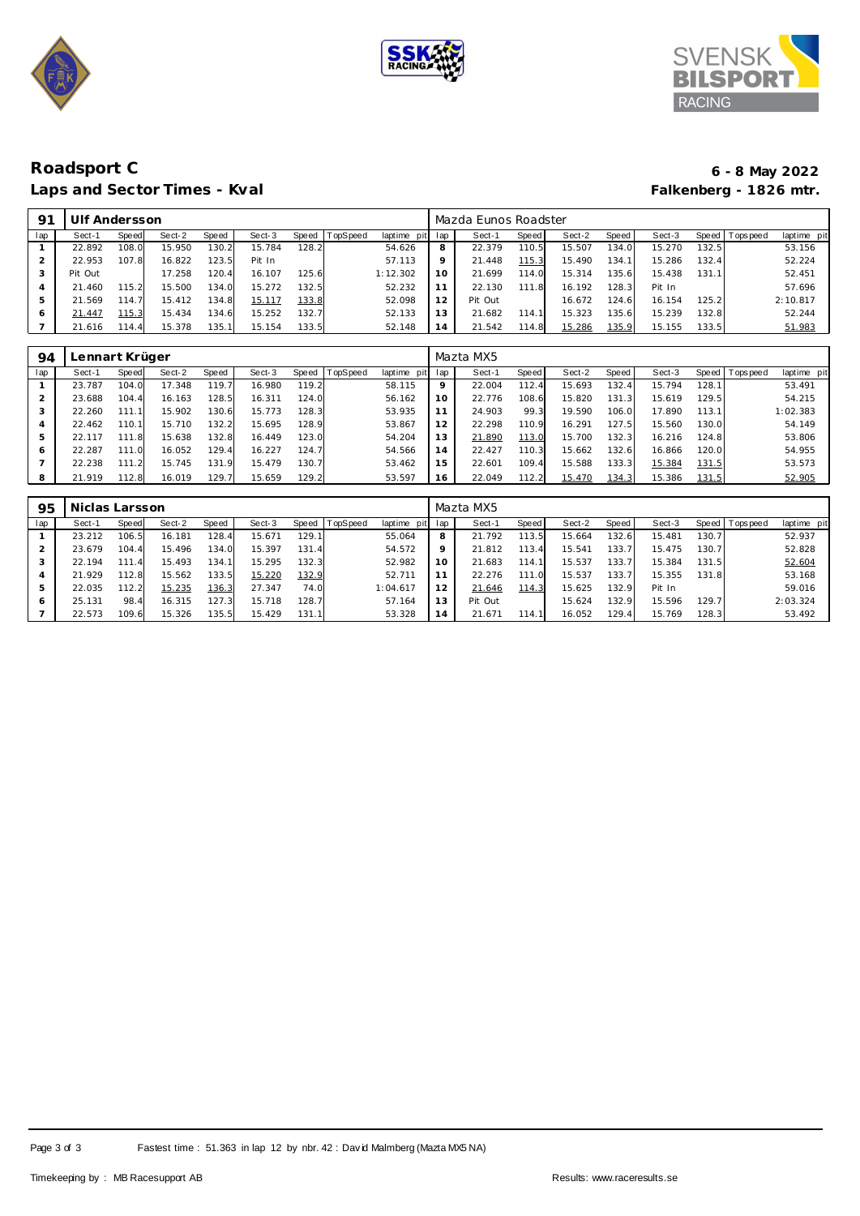# Roadsport C

**6 - 8 May 2022**

## Laps and Sector Times - Kval

**Falkenberg - 1826 mtr.**

| 91 | Ulf Andersson | | | | | | | | | Mazda Eunos Roadster | | | | | | | |
|---|---|---|---|---|---|---|---|---|---|---|---|---|---|---|---|---|---|
| lap | Sect-1 | Speed | Sect-2 | Speed | Sect-3 | Speed | TopSpeed | laptime pit | lap | Sect-1 | Speed | Sect-2 | Speed | Sect-3 | Speed | Topspeed | laptime pit |
| 1 | 22.892 | 108.0 | 15.950 | 130.2 | 15.784 | 128.2 | | 54.626 | 8 | 22.379 | 110.5 | 15.507 | 134.0 | 15.270 | 132.5 | | 53.156 |
| 2 | 22.953 | 107.8 | 16.822 | 123.5 | Pit In | | | 57.113 | 9 | 21.448 | 115.3 | 15.490 | 134.1 | 15.286 | 132.4 | | 52.224 |
| 3 | Pit Out | | 17.258 | 120.4 | 16.107 | 125.6 | | 1:12.302 | 10 | 21.699 | 114.0 | 15.314 | 135.6 | 15.438 | 131.1 | | 52.451 |
| 4 | 21.460 | 115.2 | 15.500 | 134.0 | 15.272 | 132.5 | | 52.232 | 11 | 22.130 | 111.8 | 16.192 | 128.3 | Pit In | | | 57.696 |
| 5 | 21.569 | 114.7 | 15.412 | 134.8 | 15.117 | 133.8 | | 52.098 | 12 | Pit Out | | 16.672 | 124.6 | 16.154 | 125.2 | | 2:10.817 |
| 6 | 21.447 | 115.3 | 15.434 | 134.6 | 15.252 | 132.7 | | 52.133 | 13 | 21.682 | 114.1 | 15.323 | 135.6 | 15.239 | 132.8 | | 52.244 |
| 7 | 21.616 | 114.4 | 15.378 | 135.1 | 15.154 | 133.5 | | 52.148 | 14 | 21.542 | 114.8 | 15.286 | 135.9 | 15.155 | 133.5 | | 51.983 |

| 94 | Lennart Krüger | | | | | | | | | Mazta MX5 | | | | | | | |
|---|---|---|---|---|---|---|---|---|---|---|---|---|---|---|---|---|---|
| lap | Sect-1 | Speed | Sect-2 | Speed | Sect-3 | Speed | TopSpeed | laptime pit | lap | Sect-1 | Speed | Sect-2 | Speed | Sect-3 | Speed | Topspeed | laptime pit |
| 1 | 23.787 | 104.0 | 17.348 | 119.7 | 16.980 | 119.2 | | 58.115 | 9 | 22.004 | 112.4 | 15.693 | 132.4 | 15.794 | 128.1 | | 53.491 |
| 2 | 23.688 | 104.4 | 16.163 | 128.5 | 16.311 | 124.0 | | 56.162 | 10 | 22.776 | 108.6 | 15.820 | 131.3 | 15.619 | 129.5 | | 54.215 |
| 3 | 22.260 | 111.1 | 15.902 | 130.6 | 15.773 | 128.3 | | 53.935 | 11 | 24.903 | 99.3 | 19.590 | 106.0 | 17.890 | 113.1 | | 1:02.383 |
| 4 | 22.462 | 110.1 | 15.710 | 132.2 | 15.695 | 128.9 | | 53.867 | 12 | 22.298 | 110.9 | 16.291 | 127.5 | 15.560 | 130.0 | | 54.149 |
| 5 | 22.117 | 111.8 | 15.638 | 132.8 | 16.449 | 123.0 | | 54.204 | 13 | 21.890 | 113.0 | 15.700 | 132.3 | 16.216 | 124.8 | | 53.806 |
| 6 | 22.287 | 111.0 | 16.052 | 129.4 | 16.227 | 124.7 | | 54.566 | 14 | 22.427 | 110.3 | 15.662 | 132.6 | 16.866 | 120.0 | | 54.955 |
| 7 | 22.238 | 111.2 | 15.745 | 131.9 | 15.479 | 130.7 | | 53.462 | 15 | 22.601 | 109.4 | 15.588 | 133.3 | 15.384 | 131.5 | | 53.573 |
| 8 | 21.919 | 112.8 | 16.019 | 129.7 | 15.659 | 129.2 | | 53.597 | 16 | 22.049 | 112.2 | 15.470 | 134.3 | 15.386 | 131.5 | | 52.905 |

| 95 | Niclas Larsson | | | | | | | | | Mazta MX5 | | | | | | | |
|---|---|---|---|---|---|---|---|---|---|---|---|---|---|---|---|---|---|
| lap | Sect-1 | Speed | Sect-2 | Speed | Sect-3 | Speed | TopSpeed | laptime pit | lap | Sect-1 | Speed | Sect-2 | Speed | Sect-3 | Speed | Topspeed | laptime pit |
| 1 | 23.212 | 106.5 | 16.181 | 128.4 | 15.671 | 129.1 | | 55.064 | 8 | 21.792 | 113.5 | 15.664 | 132.6 | 15.481 | 130.7 | | 52.937 |
| 2 | 23.679 | 104.4 | 15.496 | 134.0 | 15.397 | 131.4 | | 54.572 | 9 | 21.812 | 113.4 | 15.541 | 133.7 | 15.475 | 130.7 | | 52.828 |
| 3 | 22.194 | 111.4 | 15.493 | 134.1 | 15.295 | 132.3 | | 52.982 | 10 | 21.683 | 114.1 | 15.537 | 133.7 | 15.384 | 131.5 | | 52.604 |
| 4 | 21.929 | 112.8 | 15.562 | 133.5 | 15.220 | 132.9 | | 52.711 | 11 | 22.276 | 111.0 | 15.537 | 133.7 | 15.355 | 131.8 | | 53.168 |
| 5 | 22.035 | 112.2 | 15.235 | 136.3 | 27.347 | 74.0 | | 1:04.617 | 12 | 21.646 | 114.3 | 15.625 | 132.9 | Pit In | | | 59.016 |
| 6 | 25.131 | 98.4 | 16.315 | 127.3 | 15.718 | 128.7 | | 57.164 | 13 | Pit Out | | 15.624 | 132.9 | 15.596 | 129.7 | | 2:03.324 |
| 7 | 22.573 | 109.6 | 15.326 | 135.5 | 15.429 | 131.1 | | 53.328 | 14 | 21.671 | 114.1 | 16.052 | 129.4 | 15.769 | 128.3 | | 53.492 |

Fastest time : 51.363 in lap 12 by nbr. 42 : David Malmberg (Mazta MX5 NA)

Timekeeping by : MB Racesupport AB

Results: www.raceresults.se